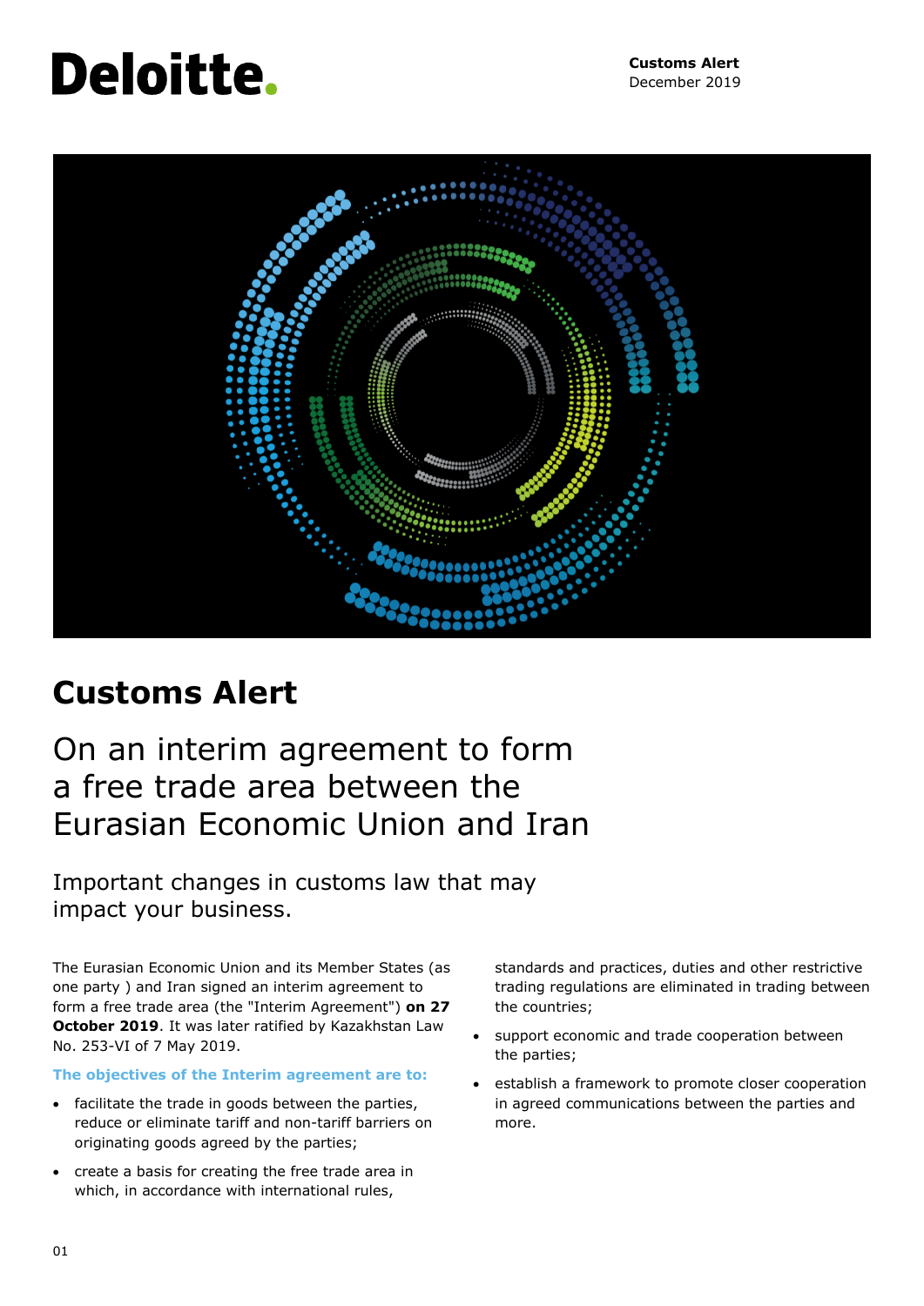Deloitte.

**Customs Alert**
December 2019

# Customs Alert

## On an interim agreement to form a free trade area between the Eurasian Economic Union and Iran

Important changes in customs law that may impact your business.

The Eurasian Economic Union and its Member States (as one party ) and Iran signed an interim agreement to form a free trade area (the "Interim Agreement") **on 27 October 2019**. It was later ratified by Kazakhstan Law No. 253-VI of 7 May 2019.

**The objectives of the Interim agreement are to:**

- facilitate the trade in goods between the parties, reduce or eliminate tariff and non-tariff barriers on originating goods agreed by the parties;
- create a basis for creating the free trade area in which, in accordance with international rules, standards and practices, duties and other restrictive trading regulations are eliminated in trading between the countries;
- support economic and trade cooperation between the parties;
- establish a framework to promote closer cooperation in agreed communications between the parties and more.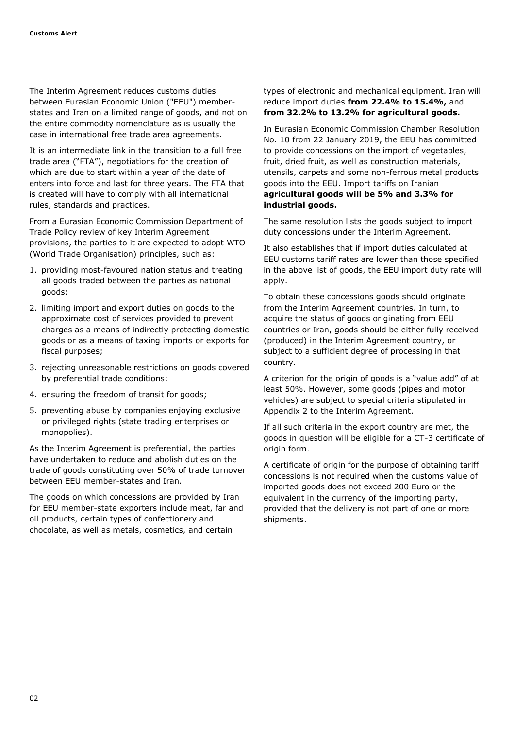The Interim Agreement reduces customs duties between Eurasian Economic Union ("EEU") member-states and Iran on a limited range of goods, and not on the entire commodity nomenclature as is usually the case in international free trade area agreements.

It is an intermediate link in the transition to a full free trade area ("FTA"), negotiations for the creation of which are due to start within a year of the date of enters into force and last for three years. The FTA that is created will have to comply with all international rules, standards and practices.

From a Eurasian Economic Commission Department of Trade Policy review of key Interim Agreement provisions, the parties to it are expected to adopt WTO (World Trade Organisation) principles, such as:

1. providing most-favoured nation status and treating all goods traded between the parties as national goods;
2. limiting import and export duties on goods to the approximate cost of services provided to prevent charges as a means of indirectly protecting domestic goods or as a means of taxing imports or exports for fiscal purposes;
3. rejecting unreasonable restrictions on goods covered by preferential trade conditions;
4. ensuring the freedom of transit for goods;
5. preventing abuse by companies enjoying exclusive or privileged rights (state trading enterprises or monopolies).

As the Interim Agreement is preferential, the parties have undertaken to reduce and abolish duties on the trade of goods constituting over 50% of trade turnover between EEU member-states and Iran.

The goods on which concessions are provided by Iran for EEU member-state exporters include meat, far and oil products, certain types of confectionery and chocolate, as well as metals, cosmetics, and certain types of electronic and mechanical equipment. Iran will reduce import duties **from 22.4% to 15.4%,** and **from 32.2% to 13.2% for agricultural goods.**

In Eurasian Economic Commission Chamber Resolution No. 10 from 22 January 2019, the EEU has committed to provide concessions on the import of vegetables, fruit, dried fruit, as well as construction materials, utensils, carpets and some non-ferrous metal products goods into the EEU. Import tariffs on Iranian **agricultural goods will be 5% and 3.3% for industrial goods.**

The same resolution lists the goods subject to import duty concessions under the Interim Agreement.

It also establishes that if import duties calculated at EEU customs tariff rates are lower than those specified in the above list of goods, the EEU import duty rate will apply.

To obtain these concessions goods should originate from the Interim Agreement countries. In turn, to acquire the status of goods originating from EEU countries or Iran, goods should be either fully received (produced) in the Interim Agreement country, or subject to a sufficient degree of processing in that country.

A criterion for the origin of goods is a "value add" of at least 50%. However, some goods (pipes and motor vehicles) are subject to special criteria stipulated in Appendix 2 to the Interim Agreement.

If all such criteria in the export country are met, the goods in question will be eligible for a CT-3 certificate of origin form.

A certificate of origin for the purpose of obtaining tariff concessions is not required when the customs value of imported goods does not exceed 200 Euro or the equivalent in the currency of the importing party, provided that the delivery is not part of one or more shipments.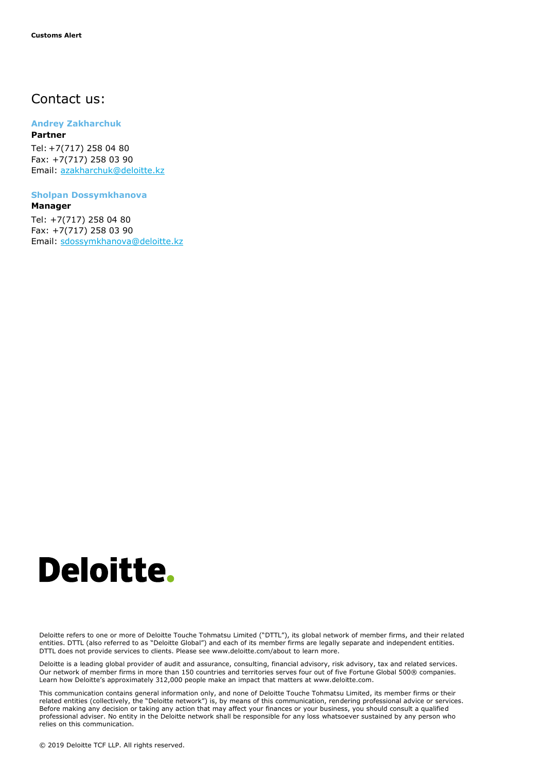## Contact us:

**Andrey Zakharchuk**
**Partner**
Tel: +7(717) 258 04 80
Fax: +7(717) 258 03 90
Email: azakharchuk@deloitte.kz

**Sholpan Dossymkhanova**
**Manager**
Tel: +7(717) 258 04 80
Fax: +7(717) 258 03 90
Email: sdossymkhanova@deloitte.kz

Deloitte.

Deloitte refers to one or more of Deloitte Touche Tohmatsu Limited ("DTTL"), its global network of member firms, and their related entities. DTTL (also referred to as "Deloitte Global") and each of its member firms are legally separate and independent entities. DTTL does not provide services to clients. Please see www.deloitte.com/about to learn more.

Deloitte is a leading global provider of audit and assurance, consulting, financial advisory, risk advisory, tax and related services. Our network of member firms in more than 150 countries and territories serves four out of five Fortune Global 500® companies. Learn how Deloitte's approximately 312,000 people make an impact that matters at www.deloitte.com.

This communication contains general information only, and none of Deloitte Touche Tohmatsu Limited, its member firms or their related entities (collectively, the "Deloitte network") is, by means of this communication, rendering professional advice or services. Before making any decision or taking any action that may affect your finances or your business, you should consult a qualified professional adviser. No entity in the Deloitte network shall be responsible for any loss whatsoever sustained by any person who relies on this communication.

© 2019 Deloitte TCF LLP. All rights reserved.